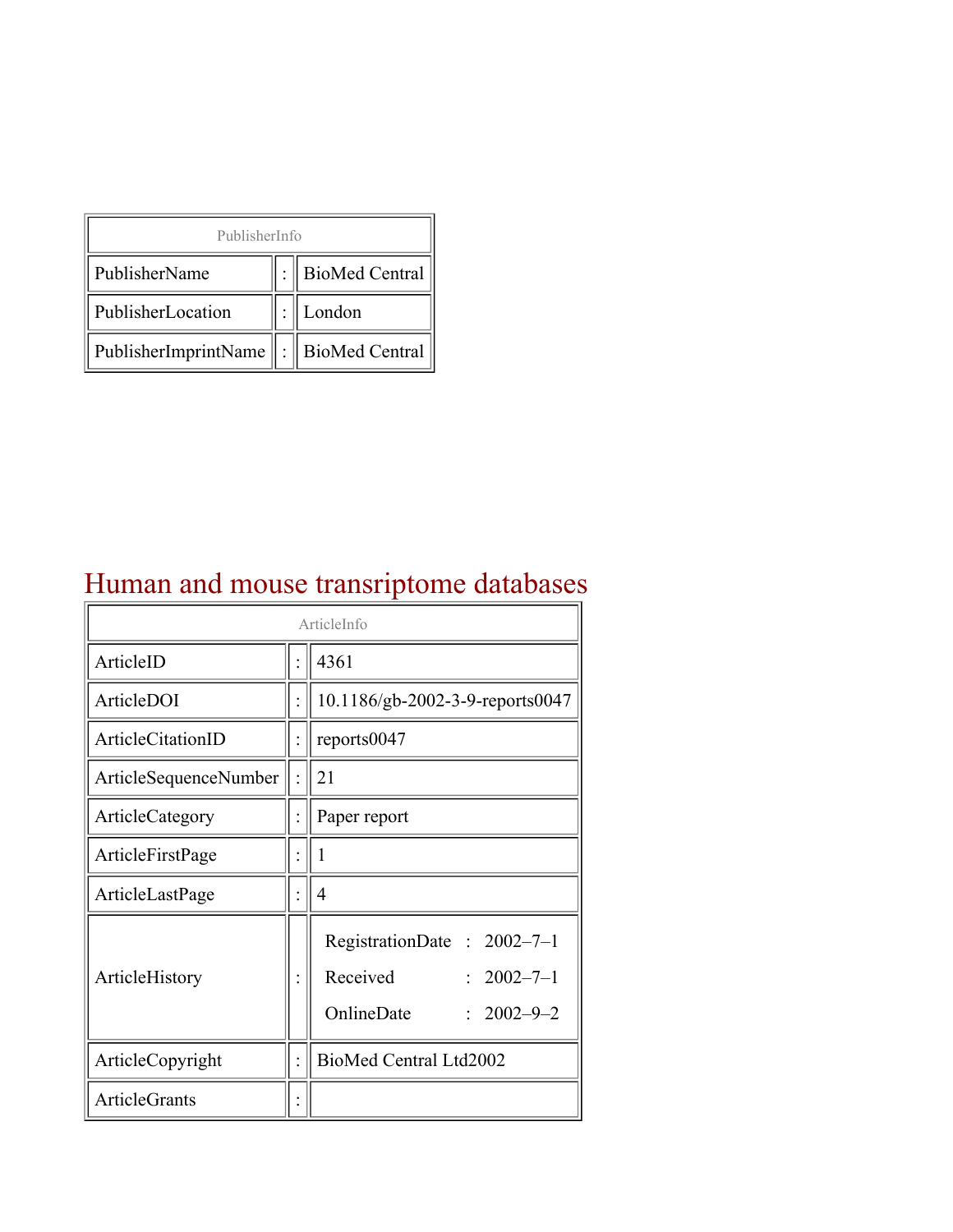| PublisherInfo | | |
|---|---|---|
| PublisherName | : | BioMed Central |
| PublisherLocation | : | London |
| PublisherImprintName | : | BioMed Central |

# Human and mouse transriptome databases

| ArticleInfo | | |
|---|---|---|
| ArticleID | : | 4361 |
| ArticleDOI | : | 10.1186/gb-2002-3-9-reports0047 |
| ArticleCitationID | : | reports0047 |
| ArticleSequenceNumber | : | 21 |
| ArticleCategory | : | Paper report |
| ArticleFirstPage | : | 1 |
| ArticleLastPage | : | 4 |
| ArticleHistory | : | RegistrationDate : 2002–7–1<br>Received : 2002–7–1<br>OnlineDate : 2002–9–2 |
| ArticleCopyright | : | BioMed Central Ltd2002 |
| ArticleGrants | : | |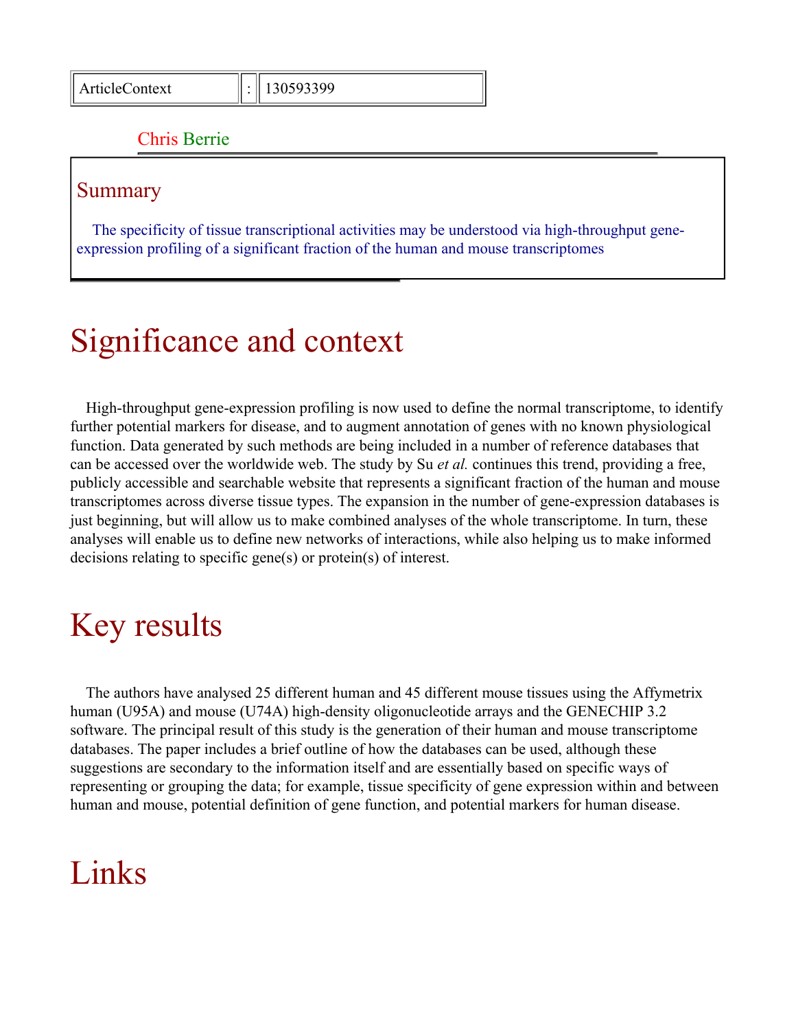| ArticleContext | : | 130593399 |
| --- | --- | --- |

Chris Berrie

## Summary

The specificity of tissue transcriptional activities may be understood via high-throughput gene-expression profiling of a significant fraction of the human and mouse transcriptomes

# Significance and context

High-throughput gene-expression profiling is now used to define the normal transcriptome, to identify further potential markers for disease, and to augment annotation of genes with no known physiological function. Data generated by such methods are being included in a number of reference databases that can be accessed over the worldwide web. The study by Su *et al.* continues this trend, providing a free, publicly accessible and searchable website that represents a significant fraction of the human and mouse transcriptomes across diverse tissue types. The expansion in the number of gene-expression databases is just beginning, but will allow us to make combined analyses of the whole transcriptome. In turn, these analyses will enable us to define new networks of interactions, while also helping us to make informed decisions relating to specific gene(s) or protein(s) of interest.

# Key results

The authors have analysed 25 different human and 45 different mouse tissues using the Affymetrix human (U95A) and mouse (U74A) high-density oligonucleotide arrays and the GENECHIP 3.2 software. The principal result of this study is the generation of their human and mouse transcriptome databases. The paper includes a brief outline of how the databases can be used, although these suggestions are secondary to the information itself and are essentially based on specific ways of representing or grouping the data; for example, tissue specificity of gene expression within and between human and mouse, potential definition of gene function, and potential markers for human disease.

# Links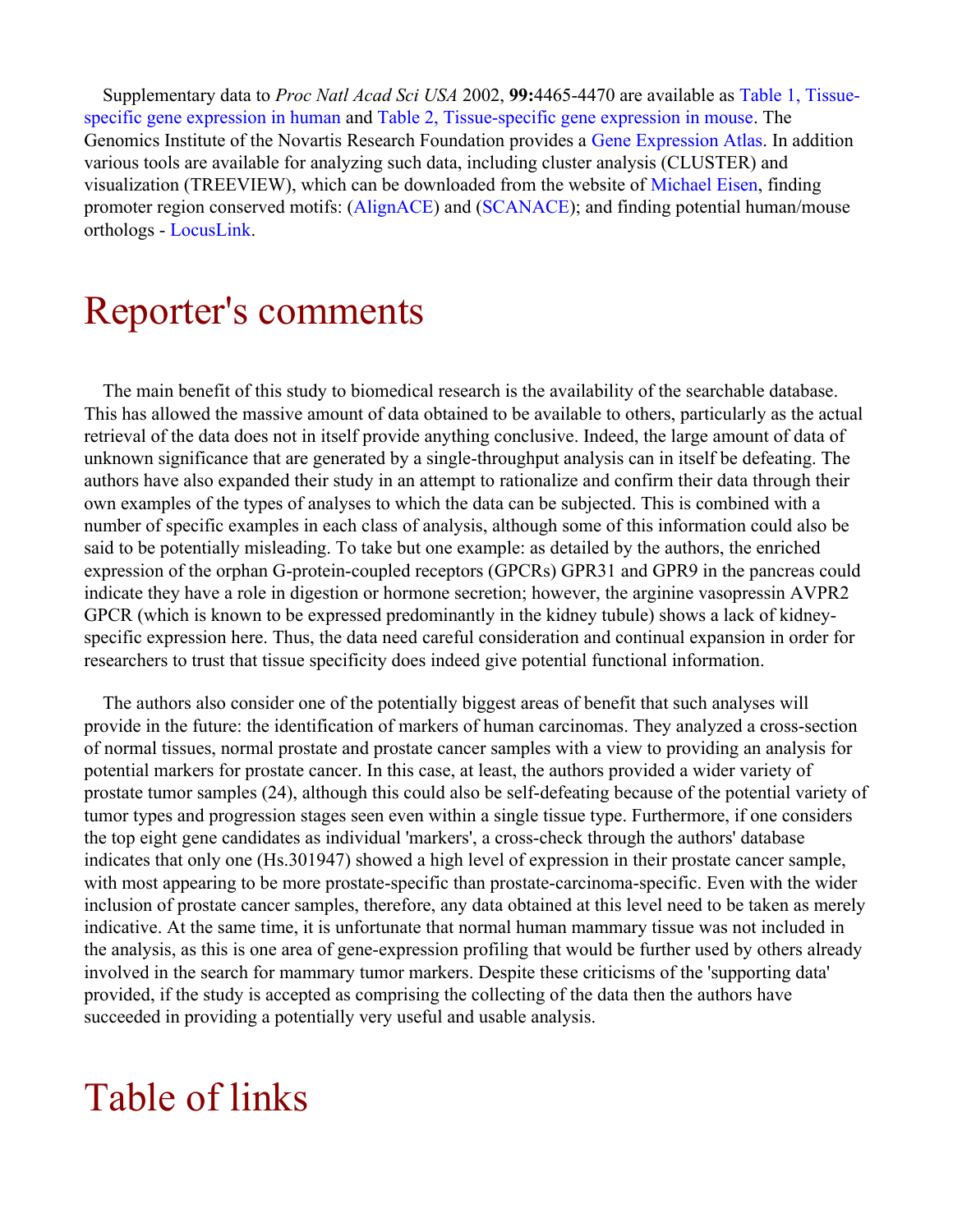Supplementary data to *Proc Natl Acad Sci USA* 2002, **99:**4465-4470 are available as Table 1, Tissue-specific gene expression in human and Table 2, Tissue-specific gene expression in mouse. The Genomics Institute of the Novartis Research Foundation provides a Gene Expression Atlas. In addition various tools are available for analyzing such data, including cluster analysis (CLUSTER) and visualization (TREEVIEW), which can be downloaded from the website of Michael Eisen, finding promoter region conserved motifs: (AlignACE) and (SCANACE); and finding potential human/mouse orthologs - LocusLink.

# Reporter's comments

The main benefit of this study to biomedical research is the availability of the searchable database. This has allowed the massive amount of data obtained to be available to others, particularly as the actual retrieval of the data does not in itself provide anything conclusive. Indeed, the large amount of data of unknown significance that are generated by a single-throughput analysis can in itself be defeating. The authors have also expanded their study in an attempt to rationalize and confirm their data through their own examples of the types of analyses to which the data can be subjected. This is combined with a number of specific examples in each class of analysis, although some of this information could also be said to be potentially misleading. To take but one example: as detailed by the authors, the enriched expression of the orphan G-protein-coupled receptors (GPCRs) GPR31 and GPR9 in the pancreas could indicate they have a role in digestion or hormone secretion; however, the arginine vasopressin AVPR2 GPCR (which is known to be expressed predominantly in the kidney tubule) shows a lack of kidney-specific expression here. Thus, the data need careful consideration and continual expansion in order for researchers to trust that tissue specificity does indeed give potential functional information.

The authors also consider one of the potentially biggest areas of benefit that such analyses will provide in the future: the identification of markers of human carcinomas. They analyzed a cross-section of normal tissues, normal prostate and prostate cancer samples with a view to providing an analysis for potential markers for prostate cancer. In this case, at least, the authors provided a wider variety of prostate tumor samples (24), although this could also be self-defeating because of the potential variety of tumor types and progression stages seen even within a single tissue type. Furthermore, if one considers the top eight gene candidates as individual 'markers', a cross-check through the authors' database indicates that only one (Hs.301947) showed a high level of expression in their prostate cancer sample, with most appearing to be more prostate-specific than prostate-carcinoma-specific. Even with the wider inclusion of prostate cancer samples, therefore, any data obtained at this level need to be taken as merely indicative. At the same time, it is unfortunate that normal human mammary tissue was not included in the analysis, as this is one area of gene-expression profiling that would be further used by others already involved in the search for mammary tumor markers. Despite these criticisms of the 'supporting data' provided, if the study is accepted as comprising the collecting of the data then the authors have succeeded in providing a potentially very useful and usable analysis.

# Table of links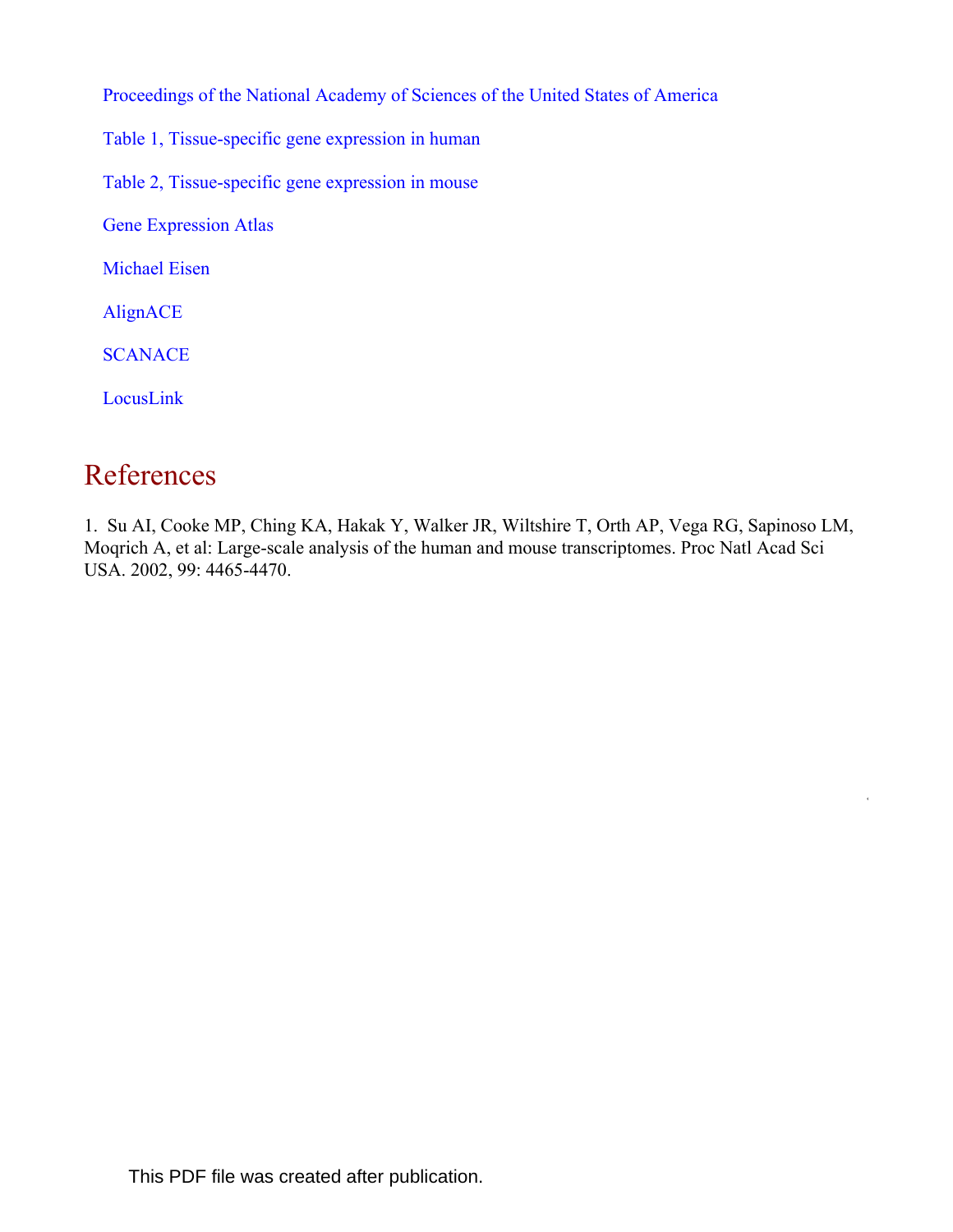Proceedings of the National Academy of Sciences of the United States of America

Table 1, Tissue-specific gene expression in human

Table 2, Tissue-specific gene expression in mouse

Gene Expression Atlas

Michael Eisen

AlignACE

SCANACE

LocusLink

# References

1. Su AI, Cooke MP, Ching KA, Hakak Y, Walker JR, Wiltshire T, Orth AP, Vega RG, Sapinoso LM, Moqrich A, et al: Large-scale analysis of the human and mouse transcriptomes. Proc Natl Acad Sci USA. 2002, 99: 4465-4470.

This PDF file was created after publication.